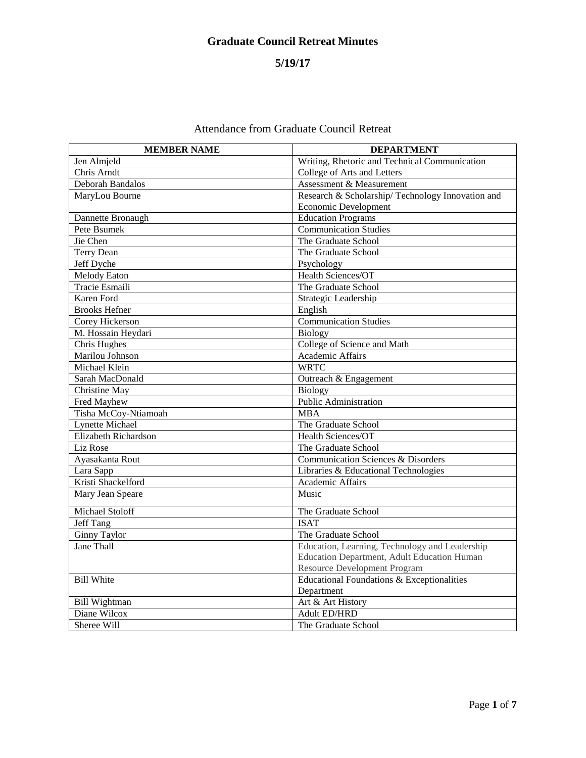# Graduate Council Retreat Minutes

## 5/19/17

Attendance from Graduate Council Retreat

| MEMBER NAME | DEPARTMENT |
|---|---|
| Jen Almjeld | Writing, Rhetoric and Technical Communication |
| Chris Arndt | College of Arts and Letters |
| Deborah Bandalos | Assessment & Measurement |
| MaryLou Bourne | Research & Scholarship/ Technology Innovation and Economic Development |
| Dannette Bronaugh | Education Programs |
| Pete Bsumek | Communication Studies |
| Jie Chen | The Graduate School |
| Terry Dean | The Graduate School |
| Jeff Dyche | Psychology |
| Melody Eaton | Health Sciences/OT |
| Tracie Esmaili | The Graduate School |
| Karen Ford | Strategic Leadership |
| Brooks Hefner | English |
| Corey Hickerson | Communication Studies |
| M. Hossain Heydari | Biology |
| Chris Hughes | College of Science and Math |
| Marilou Johnson | Academic Affairs |
| Michael Klein | WRTC |
| Sarah MacDonald | Outreach & Engagement |
| Christine May | Biology |
| Fred Mayhew | Public Administration |
| Tisha McCoy-Ntiamoah | MBA |
| Lynette Michael | The Graduate School |
| Elizabeth Richardson | Health Sciences/OT |
| Liz Rose | The Graduate School |
| Ayasakanta Rout | Communication Sciences & Disorders |
| Lara Sapp | Libraries & Educational Technologies |
| Kristi Shackelford | Academic Affairs |
| Mary Jean Speare | Music |
| Michael Stoloff | The Graduate School |
| Jeff Tang | ISAT |
| Ginny Taylor | The Graduate School |
| Jane Thall | Education, Learning, Technology and Leadership Education Department, Adult Education Human Resource Development Program |
| Bill White | Educational Foundations & Exceptionalities Department |
| Bill Wightman | Art & Art History |
| Diane Wilcox | Adult ED/HRD |
| Sheree Will | The Graduate School |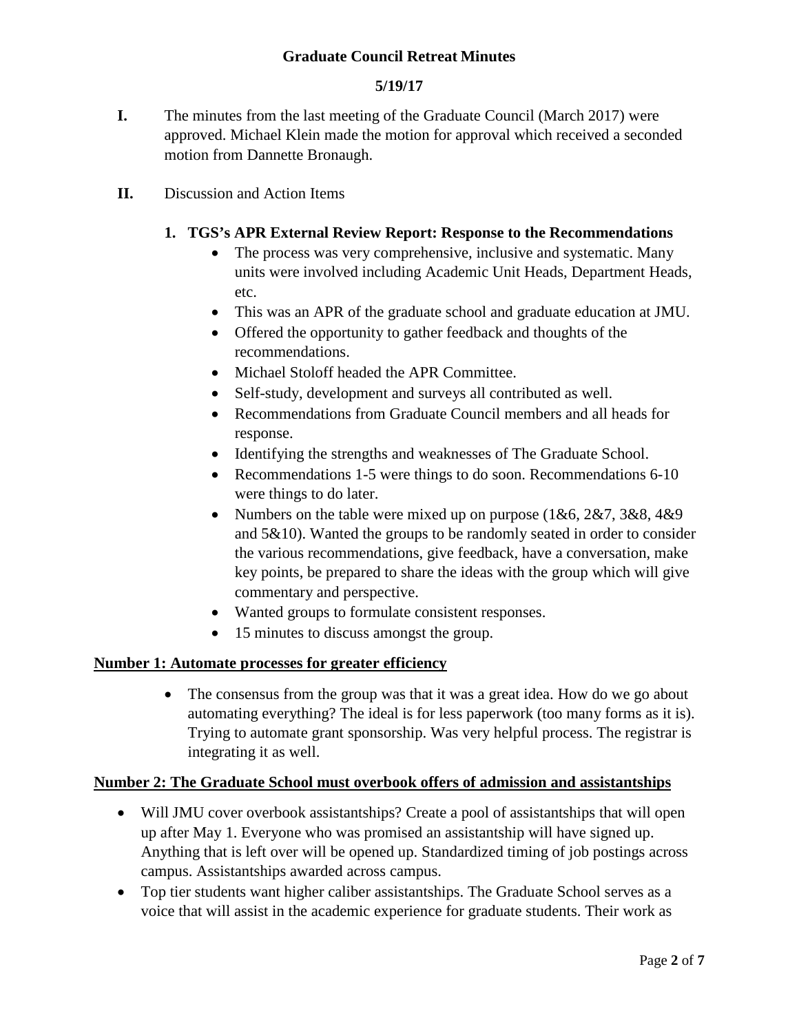**Graduate Council Retreat Minutes**

**5/19/17**

**I.** The minutes from the last meeting of the Graduate Council (March 2017) were approved. Michael Klein made the motion for approval which received a seconded motion from Dannette Bronaugh.

**II.** Discussion and Action Items

**1. TGS's APR External Review Report: Response to the Recommendations**

- The process was very comprehensive, inclusive and systematic. Many units were involved including Academic Unit Heads, Department Heads, etc.
- This was an APR of the graduate school and graduate education at JMU.
- Offered the opportunity to gather feedback and thoughts of the recommendations.
- Michael Stoloff headed the APR Committee.
- Self-study, development and surveys all contributed as well.
- Recommendations from Graduate Council members and all heads for response.
- Identifying the strengths and weaknesses of The Graduate School.
- Recommendations 1-5 were things to do soon. Recommendations 6-10 were things to do later.
- Numbers on the table were mixed up on purpose (1&6, 2&7, 3&8, 4&9 and 5&10). Wanted the groups to be randomly seated in order to consider the various recommendations, give feedback, have a conversation, make key points, be prepared to share the ideas with the group which will give commentary and perspective.
- Wanted groups to formulate consistent responses.
- 15 minutes to discuss amongst the group.

**Number 1: Automate processes for greater efficiency**

- The consensus from the group was that it was a great idea. How do we go about automating everything? The ideal is for less paperwork (too many forms as it is). Trying to automate grant sponsorship. Was very helpful process. The registrar is integrating it as well.

**Number 2: The Graduate School must overbook offers of admission and assistantships**

- Will JMU cover overbook assistantships? Create a pool of assistantships that will open up after May 1. Everyone who was promised an assistantship will have signed up. Anything that is left over will be opened up. Standardized timing of job postings across campus. Assistantships awarded across campus.
- Top tier students want higher caliber assistantships. The Graduate School serves as a voice that will assist in the academic experience for graduate students. Their work as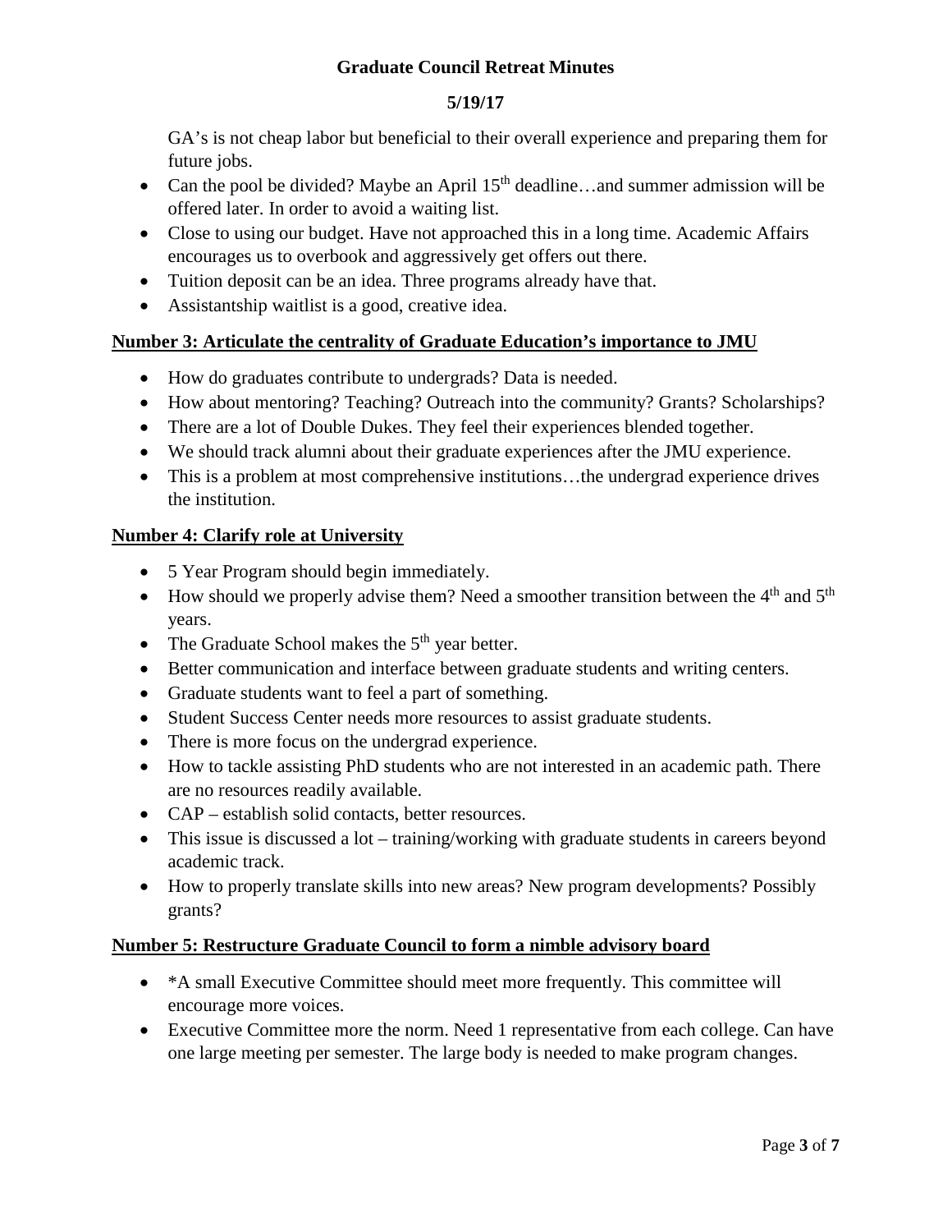GA's is not cheap labor but beneficial to their overall experience and preparing them for future jobs.

- Can the pool be divided? Maybe an April 15th deadline…and summer admission will be offered later. In order to avoid a waiting list.
- Close to using our budget. Have not approached this in a long time. Academic Affairs encourages us to overbook and aggressively get offers out there.
- Tuition deposit can be an idea. Three programs already have that.
- Assistantship waitlist is a good, creative idea.

**Number 3: Articulate the centrality of Graduate Education's importance to JMU**

- How do graduates contribute to undergrads? Data is needed.
- How about mentoring? Teaching? Outreach into the community? Grants? Scholarships?
- There are a lot of Double Dukes. They feel their experiences blended together.
- We should track alumni about their graduate experiences after the JMU experience.
- This is a problem at most comprehensive institutions…the undergrad experience drives the institution.

**Number 4: Clarify role at University**

- 5 Year Program should begin immediately.
- How should we properly advise them? Need a smoother transition between the 4th and 5th years.
- The Graduate School makes the 5th year better.
- Better communication and interface between graduate students and writing centers.
- Graduate students want to feel a part of something.
- Student Success Center needs more resources to assist graduate students.
- There is more focus on the undergrad experience.
- How to tackle assisting PhD students who are not interested in an academic path. There are no resources readily available.
- CAP – establish solid contacts, better resources.
- This issue is discussed a lot – training/working with graduate students in careers beyond academic track.
- How to properly translate skills into new areas? New program developments? Possibly grants?

**Number 5: Restructure Graduate Council to form a nimble advisory board**

- *A small Executive Committee should meet more frequently. This committee will encourage more voices.
- Executive Committee more the norm. Need 1 representative from each college. Can have one large meeting per semester. The large body is needed to make program changes.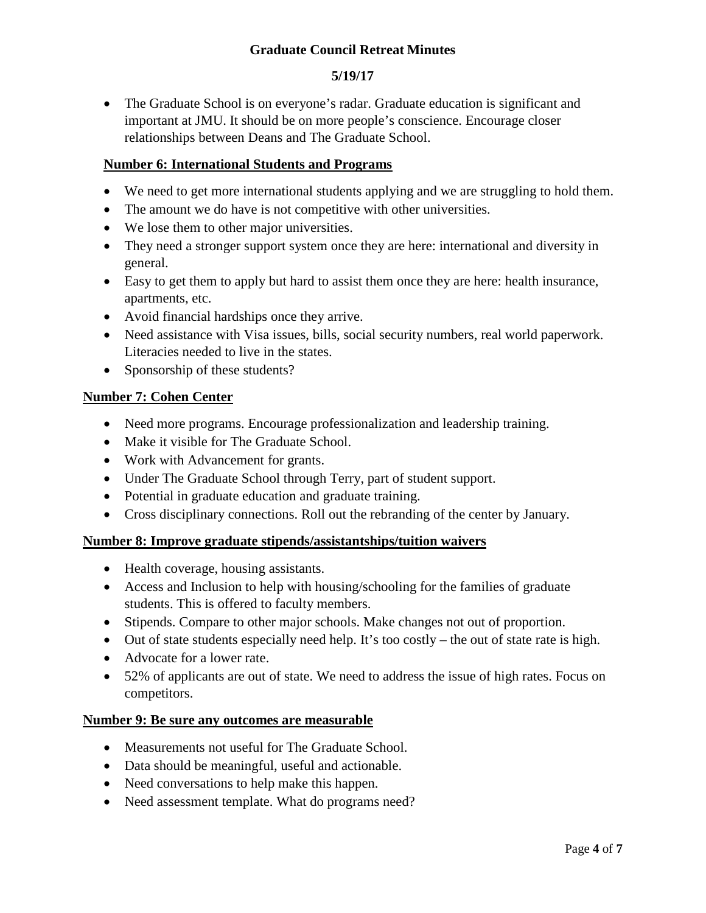- The Graduate School is on everyone's radar. Graduate education is significant and important at JMU. It should be on more people's conscience. Encourage closer relationships between Deans and The Graduate School.

**Number 6: International Students and Programs**

- We need to get more international students applying and we are struggling to hold them.
- The amount we do have is not competitive with other universities.
- We lose them to other major universities.
- They need a stronger support system once they are here: international and diversity in general.
- Easy to get them to apply but hard to assist them once they are here: health insurance, apartments, etc.
- Avoid financial hardships once they arrive.
- Need assistance with Visa issues, bills, social security numbers, real world paperwork. Literacies needed to live in the states.
- Sponsorship of these students?

**Number 7: Cohen Center**

- Need more programs. Encourage professionalization and leadership training.
- Make it visible for The Graduate School.
- Work with Advancement for grants.
- Under The Graduate School through Terry, part of student support.
- Potential in graduate education and graduate training.
- Cross disciplinary connections. Roll out the rebranding of the center by January.

**Number 8: Improve graduate stipends/assistantships/tuition waivers**

- Health coverage, housing assistants.
- Access and Inclusion to help with housing/schooling for the families of graduate students. This is offered to faculty members.
- Stipends. Compare to other major schools. Make changes not out of proportion.
- Out of state students especially need help. It's too costly – the out of state rate is high.
- Advocate for a lower rate.
- 52% of applicants are out of state. We need to address the issue of high rates. Focus on competitors.

**Number 9: Be sure any outcomes are measurable**

- Measurements not useful for The Graduate School.
- Data should be meaningful, useful and actionable.
- Need conversations to help make this happen.
- Need assessment template. What do programs need?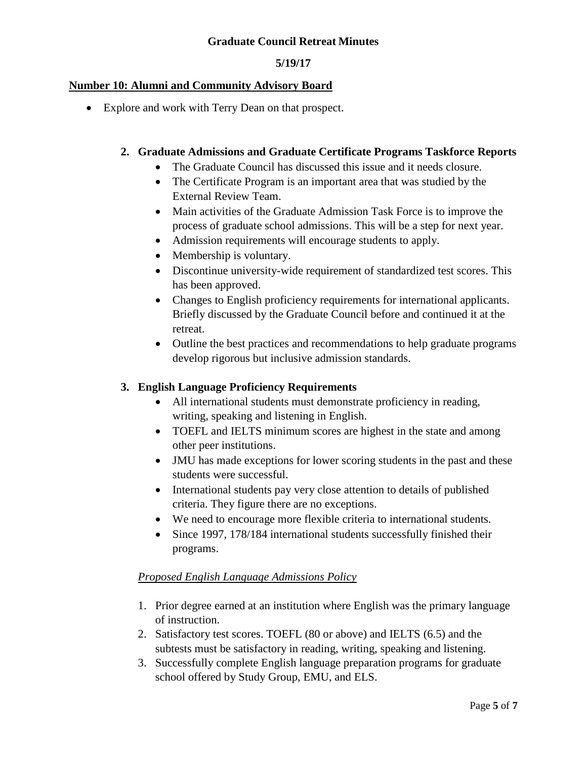**Graduate Council Retreat Minutes**

**5/19/17**

**Number 10: Alumni and Community Advisory Board**

- Explore and work with Terry Dean on that prospect.

2. **Graduate Admissions and Graduate Certificate Programs Taskforce Reports**
   - The Graduate Council has discussed this issue and it needs closure.
   - The Certificate Program is an important area that was studied by the External Review Team.
   - Main activities of the Graduate Admission Task Force is to improve the process of graduate school admissions. This will be a step for next year.
   - Admission requirements will encourage students to apply.
   - Membership is voluntary.
   - Discontinue university-wide requirement of standardized test scores. This has been approved.
   - Changes to English proficiency requirements for international applicants. Briefly discussed by the Graduate Council before and continued it at the retreat.
   - Outline the best practices and recommendations to help graduate programs develop rigorous but inclusive admission standards.

3. **English Language Proficiency Requirements**
   - All international students must demonstrate proficiency in reading, writing, speaking and listening in English.
   - TOEFL and IELTS minimum scores are highest in the state and among other peer institutions.
   - JMU has made exceptions for lower scoring students in the past and these students were successful.
   - International students pay very close attention to details of published criteria. They figure there are no exceptions.
   - We need to encourage more flexible criteria to international students.
   - Since 1997, 178/184 international students successfully finished their programs.

*Proposed English Language Admissions Policy*

1. Prior degree earned at an institution where English was the primary language of instruction.
2. Satisfactory test scores. TOEFL (80 or above) and IELTS (6.5) and the subtests must be satisfactory in reading, writing, speaking and listening.
3. Successfully complete English language preparation programs for graduate school offered by Study Group, EMU, and ELS.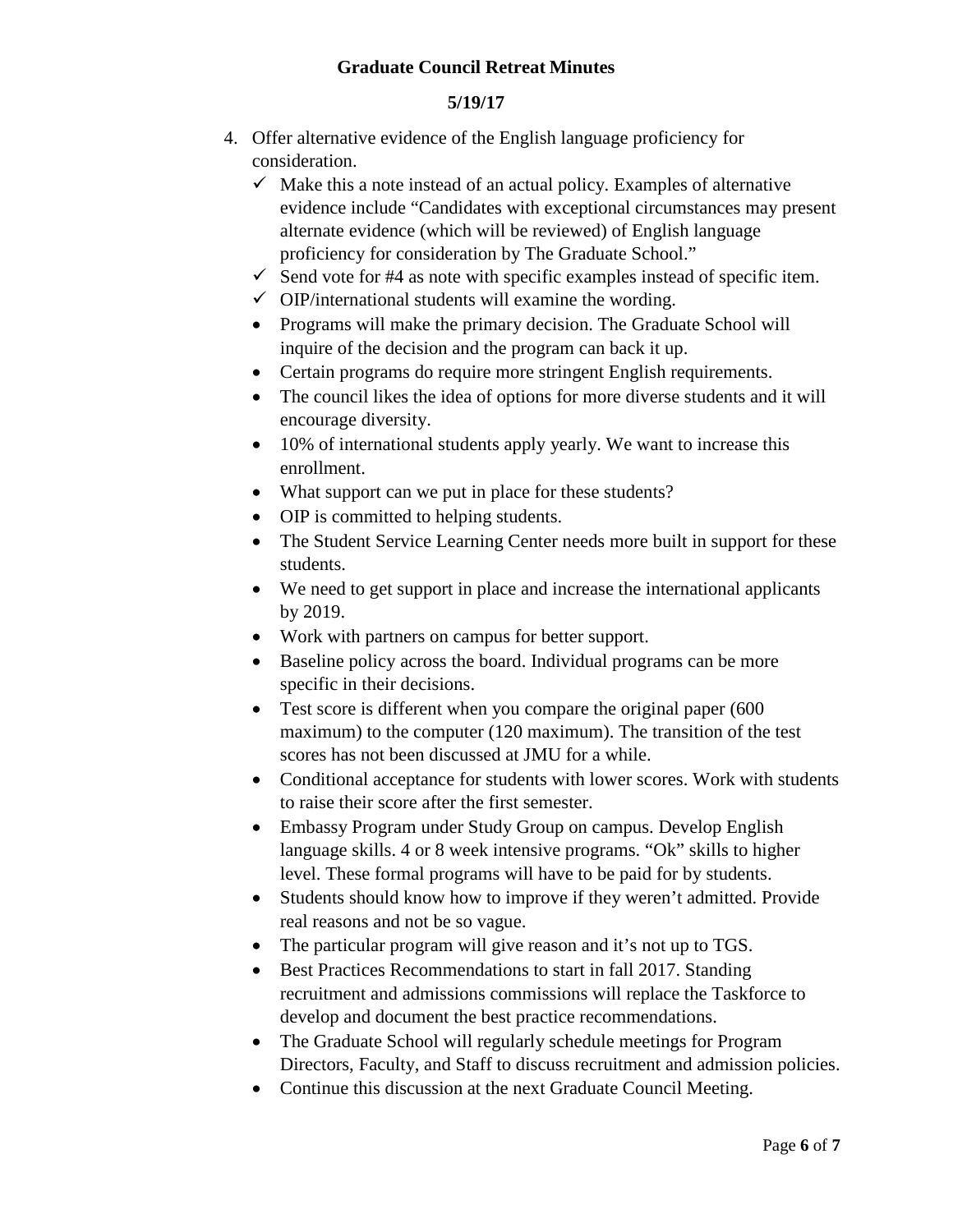4. Offer alternative evidence of the English language proficiency for consideration.
   - ✓ Make this a note instead of an actual policy. Examples of alternative evidence include "Candidates with exceptional circumstances may present alternate evidence (which will be reviewed) of English language proficiency for consideration by The Graduate School."
   - ✓ Send vote for #4 as note with specific examples instead of specific item.
   - ✓ OIP/international students will examine the wording.
   - Programs will make the primary decision. The Graduate School will inquire of the decision and the program can back it up.
   - Certain programs do require more stringent English requirements.
   - The council likes the idea of options for more diverse students and it will encourage diversity.
   - 10% of international students apply yearly. We want to increase this enrollment.
   - What support can we put in place for these students?
   - OIP is committed to helping students.
   - The Student Service Learning Center needs more built in support for these students.
   - We need to get support in place and increase the international applicants by 2019.
   - Work with partners on campus for better support.
   - Baseline policy across the board. Individual programs can be more specific in their decisions.
   - Test score is different when you compare the original paper (600 maximum) to the computer (120 maximum). The transition of the test scores has not been discussed at JMU for a while.
   - Conditional acceptance for students with lower scores. Work with students to raise their score after the first semester.
   - Embassy Program under Study Group on campus. Develop English language skills. 4 or 8 week intensive programs. "Ok" skills to higher level. These formal programs will have to be paid for by students.
   - Students should know how to improve if they weren't admitted. Provide real reasons and not be so vague.
   - The particular program will give reason and it's not up to TGS.
   - Best Practices Recommendations to start in fall 2017. Standing recruitment and admissions commissions will replace the Taskforce to develop and document the best practice recommendations.
   - The Graduate School will regularly schedule meetings for Program Directors, Faculty, and Staff to discuss recruitment and admission policies.
   - Continue this discussion at the next Graduate Council Meeting.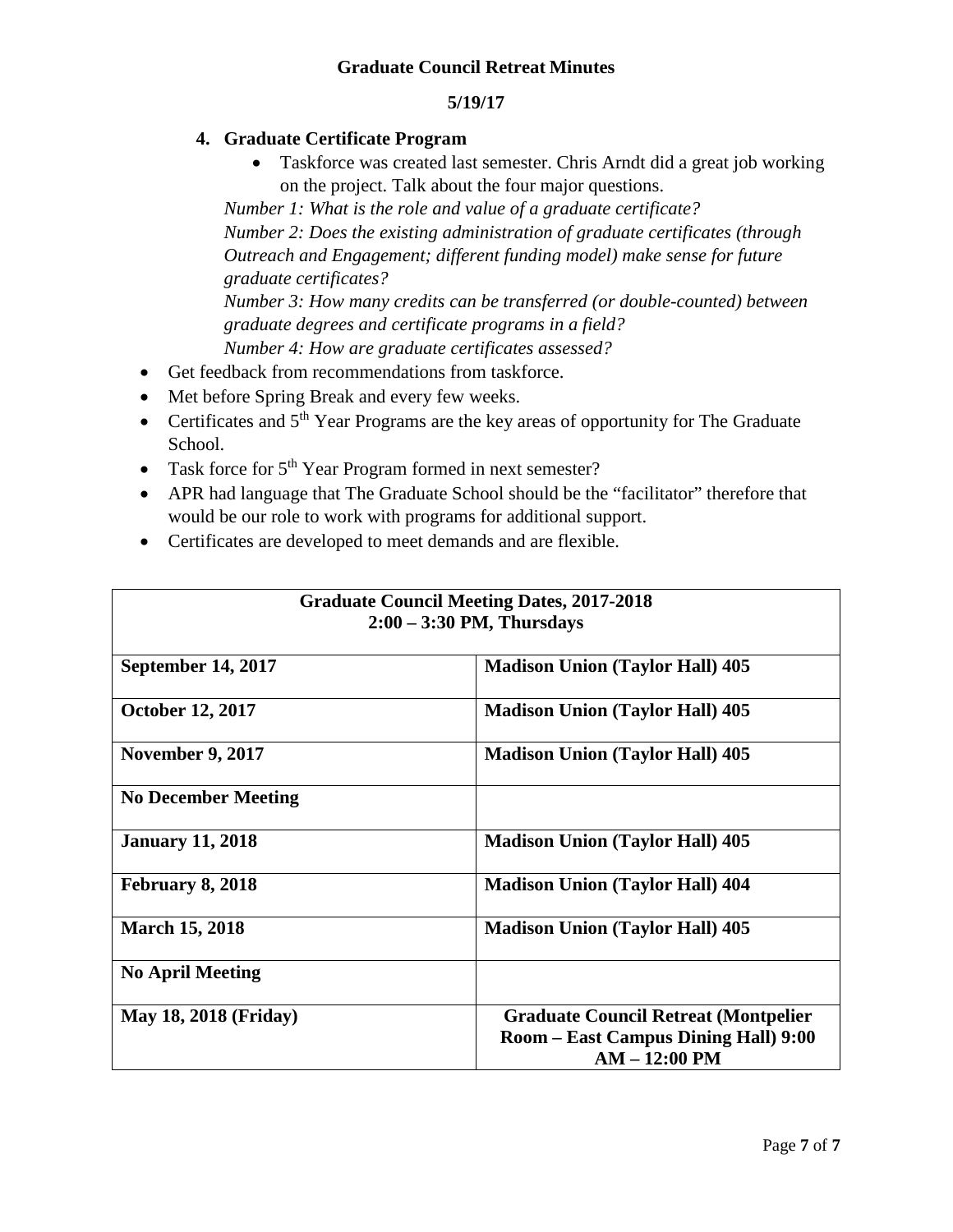**4. Graduate Certificate Program**

- Taskforce was created last semester. Chris Arndt did a great job working on the project. Talk about the four major questions.

*Number 1: What is the role and value of a graduate certificate?*
*Number 2: Does the existing administration of graduate certificates (through Outreach and Engagement; different funding model) make sense for future graduate certificates?*
*Number 3: How many credits can be transferred (or double-counted) between graduate degrees and certificate programs in a field?*
*Number 4: How are graduate certificates assessed?*

- Get feedback from recommendations from taskforce.
- Met before Spring Break and every few weeks.
- Certificates and 5th Year Programs are the key areas of opportunity for The Graduate School.
- Task force for 5th Year Program formed in next semester?
- APR had language that The Graduate School should be the "facilitator" therefore that would be our role to work with programs for additional support.
- Certificates are developed to meet demands and are flexible.

| **Graduate Council Meeting Dates, 2017-2018<br>2:00 – 3:30 PM, Thursdays** | |
|---|---|
| **September 14, 2017** | **Madison Union (Taylor Hall) 405** |
| **October 12, 2017** | **Madison Union (Taylor Hall) 405** |
| **November 9, 2017** | **Madison Union (Taylor Hall) 405** |
| **No December Meeting** | |
| **January 11, 2018** | **Madison Union (Taylor Hall) 405** |
| **February 8, 2018** | **Madison Union (Taylor Hall) 404** |
| **March 15, 2018** | **Madison Union (Taylor Hall) 405** |
| **No April Meeting** | |
| **May 18, 2018 (Friday)** | **Graduate Council Retreat (Montpelier Room – East Campus Dining Hall) 9:00 AM – 12:00 PM** |